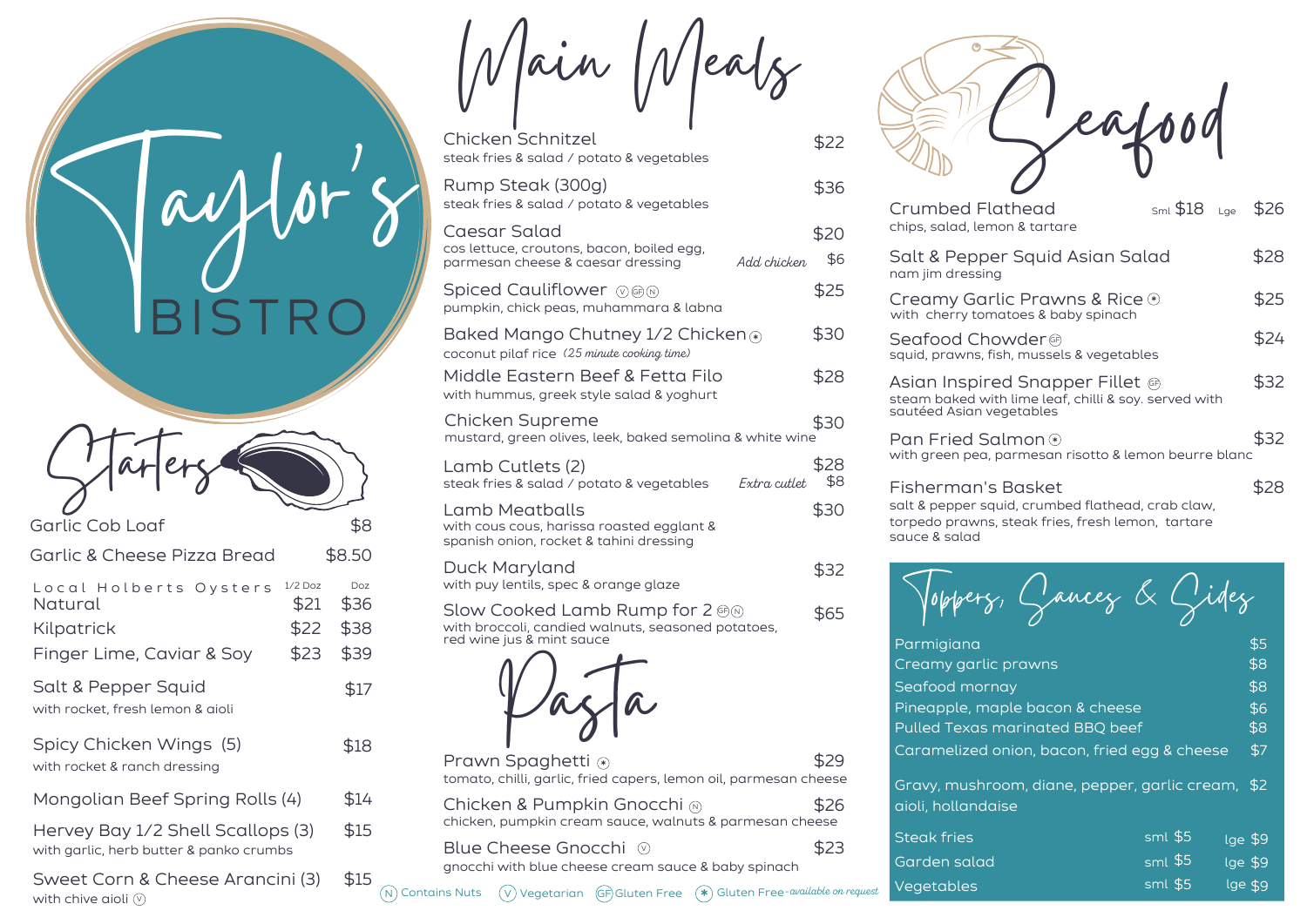# Taylor's BISTRO

## Starters

| Item | | Price |
|---|---|---|
| Garlic Cob Loaf | | $8 |
| Garlic & Cheese Pizza Bread | | $8.50 |

**Local Holberts Oysters**

| | 1/2 Doz | Doz |
|---|---|---|
| Natural | $21 | $36 |
| Kilpatrick | $22 | $38 |
| Finger Lime, Caviar & Soy | $23 | $39 |

Salt & Pepper Squid — $17
with rocket, fresh lemon & aioli

Spicy Chicken Wings (5) — $18
with rocket & ranch dressing

Mongolian Beef Spring Rolls (4) — $14

Hervey Bay 1/2 Shell Scallops (3) — $15
with garlic, herb butter & panko crumbs

Sweet Corn & Cheese Arancini (3) — $15
with chive aioli (V)

## Main Meals

Chicken Schnitzel — $22
steak fries & salad / potato & vegetables

Rump Steak (300g) — $36
steak fries & salad / potato & vegetables

Caesar Salad — $20
cos lettuce, croutons, bacon, boiled egg, parmesan cheese & caesar dressing
*Add chicken* — $6

Spiced Cauliflower (V)(GF)(N) — $25
pumpkin, chick peas, muhammara & labna

Baked Mango Chutney 1/2 Chicken (✱) — $30
coconut pilaf rice *(25 minute cooking time)*

Middle Eastern Beef & Fetta Filo — $28
with hummus, greek style salad & yoghurt

Chicken Supreme — $30
mustard, green olives, leek, baked semolina & white wine

Lamb Cutlets (2) — $28
steak fries & salad / potato & vegetables
*Extra cutlet* — $8

Lamb Meatballs — $30
with cous cous, harissa roasted egglant & spanish onion, rocket & tahini dressing

Duck Maryland — $32
with puy lentils, spec & orange glaze

Slow Cooked Lamb Rump for 2 (GF)(N) — $65
with broccoli, candied walnuts, seasoned potatoes, red wine jus & mint sauce

## Pasta

Prawn Spaghetti (✱) — $29
tomato, chilli, garlic, fried capers, lemon oil, parmesan cheese

Chicken & Pumpkin Gnocchi (N) — $26
chicken, pumpkin cream sauce, walnuts & parmesan cheese

Blue Cheese Gnocchi (V) — $23
gnocchi with blue cheese cream sauce & baby spinach

(N) Contains Nuts (V) Vegetarian (GF) Gluten Free (✱) Gluten Free-*available on request*

## Seafood

Crumbed Flathead — Sml $18 Lge $26
chips, salad, lemon & tartare

Salt & Pepper Squid Asian Salad — $28
nam jim dressing

Creamy Garlic Prawns & Rice (✱) — $25
with cherry tomatoes & baby spinach

Seafood Chowder (GF) — $24
squid, prawns, fish, mussels & vegetables

Asian Inspired Snapper Fillet (GF) — $32
steam baked with lime leaf, chilli & soy. served with sautéed Asian vegetables

Pan Fried Salmon (✱) — $32
with green pea, parmesan risotto & lemon beurre blanc

Fisherman's Basket — $28
salt & pepper squid, crumbed flathead, crab claw, torpedo prawns, steak fries, fresh lemon, tartare sauce & salad

## Toppers, Sauces & Sides

| Item | Price |
|---|---|
| Parmigiana | $5 |
| Creamy garlic prawns | $8 |
| Seafood mornay | $8 |
| Pineapple, maple bacon & cheese | $6 |
| Pulled Texas marinated BBQ beef | $8 |
| Caramelized onion, bacon, fried egg & cheese | $7 |
| Gravy, mushroom, diane, pepper, garlic cream, aioli, hollandaise | $2 |

| Item | sml | lge |
|---|---|---|
| Steak fries | $5 | $9 |
| Garden salad | $5 | $9 |
| Vegetables | $5 | $9 |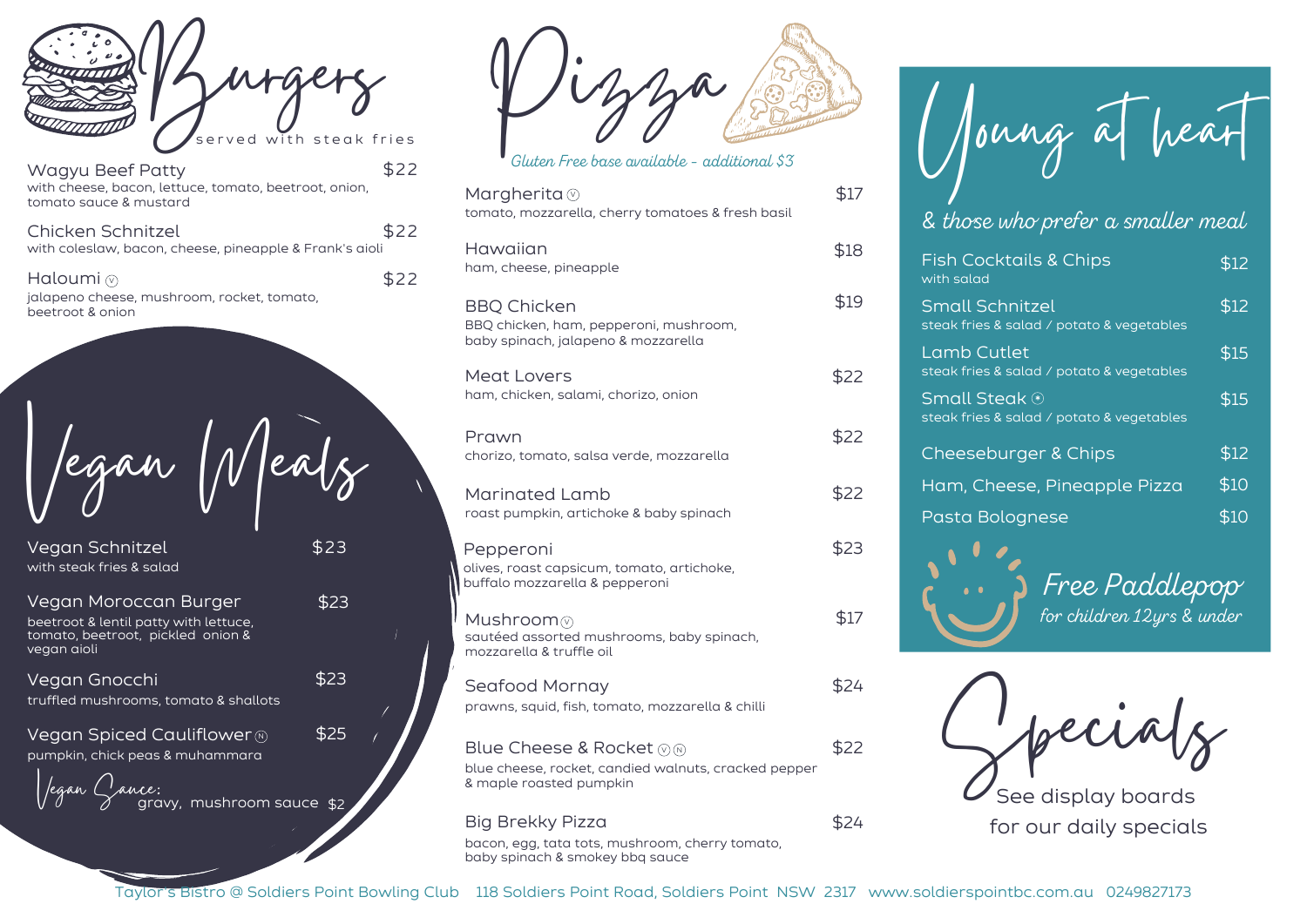# Burgers

served with steak fries

**Wagyu Beef Patty** $22
with cheese, bacon, lettuce, tomato, beetroot, onion, tomato sauce & mustard

**Chicken Schnitzel** $22
with coleslaw, bacon, cheese, pineapple & Frank's aioli

**Haloumi** (v) $22
jalapeno cheese, mushroom, rocket, tomato, beetroot & onion

# Vegan Meals

**Vegan Schnitzel** $23
with steak fries & salad

**Vegan Moroccan Burger** $23
beetroot & lentil patty with lettuce, tomato, beetroot, pickled onion & vegan aioli

**Vegan Gnocchi** $23
truffled mushrooms, tomato & shallots

**Vegan Spiced Cauliflower** (n) $25
pumpkin, chick peas & muhammara

*Vegan Sauce:* gravy, mushroom sauce $2

# Pizza

*Gluten Free base available - additional $3*

**Margherita** (v) $17
tomato, mozzarella, cherry tomatoes & fresh basil

**Hawaiian** $18
ham, cheese, pineapple

**BBQ Chicken** $19
BBQ chicken, ham, pepperoni, mushroom, baby spinach, jalapeno & mozzarella

**Meat Lovers** $22
ham, chicken, salami, chorizo, onion

**Prawn** $22
chorizo, tomato, salsa verde, mozzarella

**Marinated Lamb** $22
roast pumpkin, artichoke & baby spinach

**Pepperoni** $23
olives, roast capsicum, tomato, artichoke, buffalo mozzarella & pepperoni

**Mushroom** (v) $17
sautéed assorted mushrooms, baby spinach, mozzarella & truffle oil

**Seafood Mornay** $24
prawns, squid, fish, tomato, mozzarella & chilli

**Blue Cheese & Rocket** (v) (n) $22
blue cheese, rocket, candied walnuts, cracked pepper & maple roasted pumpkin

**Big Brekky Pizza** $24
bacon, egg, tata tots, mushroom, cherry tomato, baby spinach & smokey bbq sauce

# Young at heart

*& those who prefer a smaller meal*

**Fish Cocktails & Chips** $12
with salad

**Small Schnitzel** $12
steak fries & salad / potato & vegetables

**Lamb Cutlet** $15
steak fries & salad / potato & vegetables

**Small Steak** $15
steak fries & salad / potato & vegetables

**Cheeseburger & Chips** $12

**Ham, Cheese, Pineapple Pizza** $10

**Pasta Bolognese** $10

*Free Paddlepop*
*for children 12yrs & under*

# Specials

See display boards for our daily specials

Taylor's Bistro @ Soldiers Point Bowling Club 118 Soldiers Point Road, Soldiers Point NSW 2317 www.soldierspointbc.com.au 0249827173